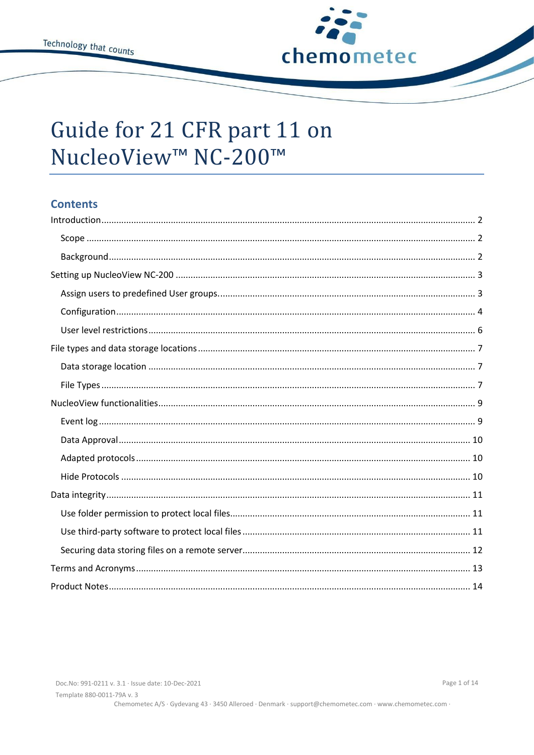# Guide for 21 CFR part 11 on NucleoView™ NC-200™

## Contents

- Introduction ........ 2
  - Scope ........ 2
  - Background ........ 2
- Setting up NucleoView NC-200 ........ 3
  - Assign users to predefined User groups. ........ 3
  - Configuration ........ 4
  - User level restrictions ........ 6
- File types and data storage locations ........ 7
  - Data storage location ........ 7
  - File Types ........ 7
- NucleoView functionalities ........ 9
  - Event log ........ 9
  - Data Approval ........ 10
  - Adapted protocols ........ 10
  - Hide Protocols ........ 10
- Data integrity ........ 11
  - Use folder permission to protect local files ........ 11
  - Use third-party software to protect local files ........ 11
  - Securing data storing files on a remote server ........ 12
- Terms and Acronyms ........ 13
- Product Notes ........ 14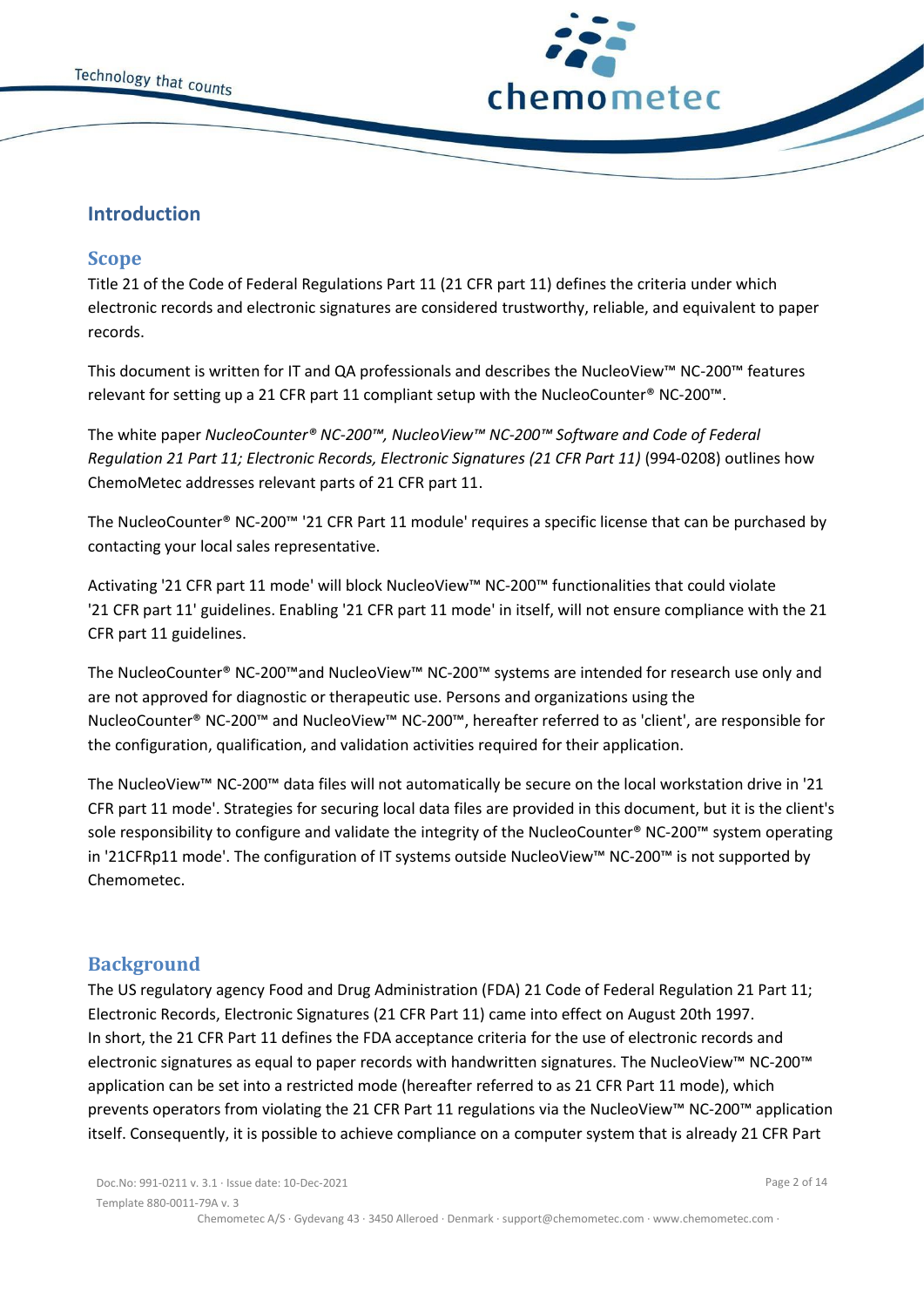# Introduction

## Scope

Title 21 of the Code of Federal Regulations Part 11 (21 CFR part 11) defines the criteria under which electronic records and electronic signatures are considered trustworthy, reliable, and equivalent to paper records.

This document is written for IT and QA professionals and describes the NucleoView™ NC-200™ features relevant for setting up a 21 CFR part 11 compliant setup with the NucleoCounter® NC-200™.

The white paper *NucleoCounter® NC-200™, NucleoView™ NC-200™ Software and Code of Federal Regulation 21 Part 11; Electronic Records, Electronic Signatures (21 CFR Part 11)* (994-0208) outlines how ChemoMetec addresses relevant parts of 21 CFR part 11.

The NucleoCounter® NC-200™ '21 CFR Part 11 module' requires a specific license that can be purchased by contacting your local sales representative.

Activating '21 CFR part 11 mode' will block NucleoView™ NC-200™ functionalities that could violate '21 CFR part 11' guidelines. Enabling '21 CFR part 11 mode' in itself, will not ensure compliance with the 21 CFR part 11 guidelines.

The NucleoCounter® NC-200™and NucleoView™ NC-200™ systems are intended for research use only and are not approved for diagnostic or therapeutic use. Persons and organizations using the NucleoCounter® NC-200™ and NucleoView™ NC-200™, hereafter referred to as 'client', are responsible for the configuration, qualification, and validation activities required for their application.

The NucleoView™ NC-200™ data files will not automatically be secure on the local workstation drive in '21 CFR part 11 mode'. Strategies for securing local data files are provided in this document, but it is the client's sole responsibility to configure and validate the integrity of the NucleoCounter® NC-200™ system operating in '21CFRp11 mode'. The configuration of IT systems outside NucleoView™ NC-200™ is not supported by Chemometec.

## Background

The US regulatory agency Food and Drug Administration (FDA) 21 Code of Federal Regulation 21 Part 11; Electronic Records, Electronic Signatures (21 CFR Part 11) came into effect on August 20th 1997. In short, the 21 CFR Part 11 defines the FDA acceptance criteria for the use of electronic records and electronic signatures as equal to paper records with handwritten signatures. The NucleoView™ NC-200™ application can be set into a restricted mode (hereafter referred to as 21 CFR Part 11 mode), which prevents operators from violating the 21 CFR Part 11 regulations via the NucleoView™ NC-200™ application itself. Consequently, it is possible to achieve compliance on a computer system that is already 21 CFR Part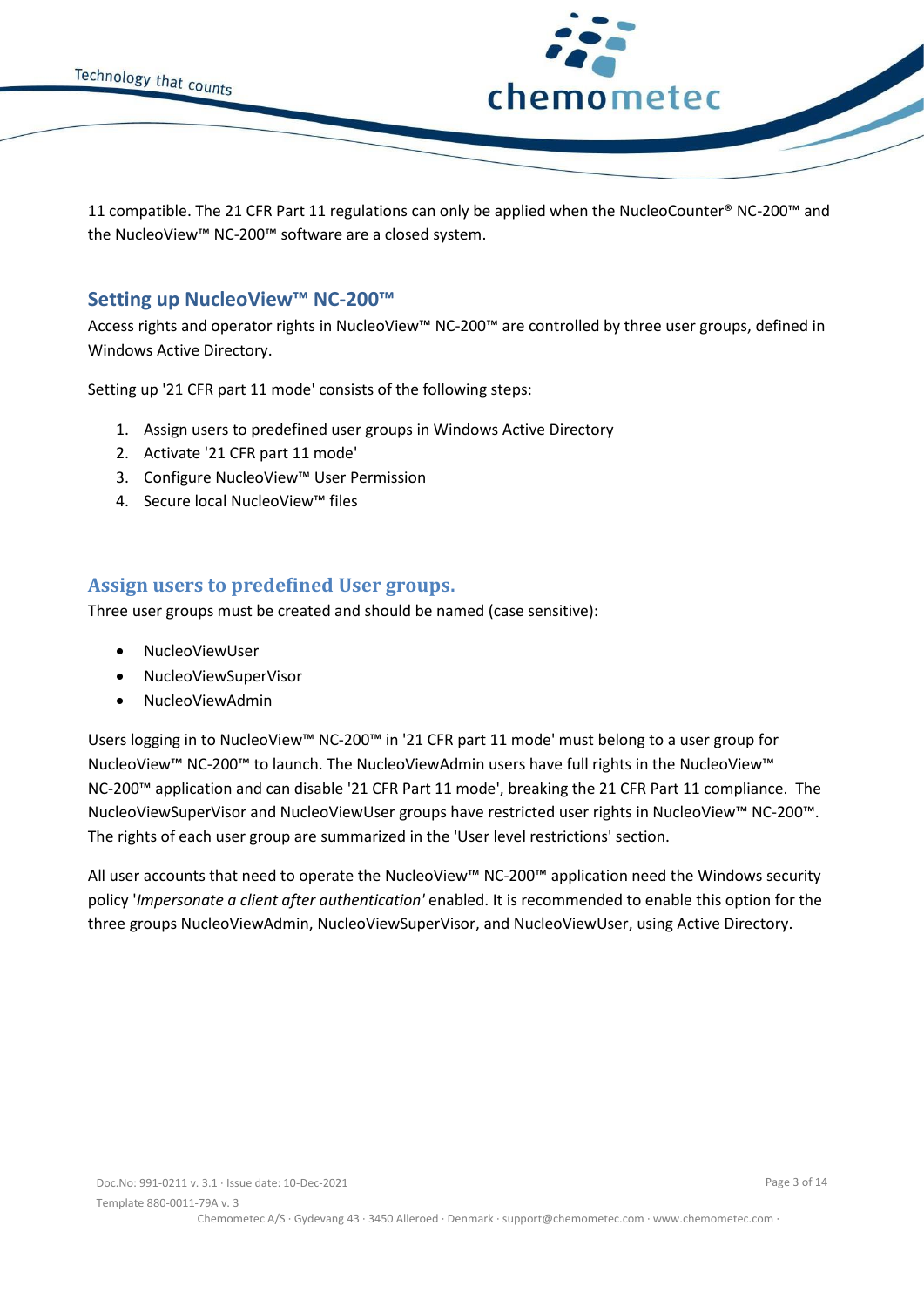11 compatible. The 21 CFR Part 11 regulations can only be applied when the NucleoCounter® NC-200™ and the NucleoView™ NC-200™ software are a closed system.

## Setting up NucleoView™ NC-200™

Access rights and operator rights in NucleoView™ NC-200™ are controlled by three user groups, defined in Windows Active Directory.

Setting up '21 CFR part 11 mode' consists of the following steps:

1. Assign users to predefined user groups in Windows Active Directory
2. Activate '21 CFR part 11 mode'
3. Configure NucleoView™ User Permission
4. Secure local NucleoView™ files

## Assign users to predefined User groups.

Three user groups must be created and should be named (case sensitive):

- NucleoViewUser
- NucleoViewSuperVisor
- NucleoViewAdmin

Users logging in to NucleoView™ NC-200™ in '21 CFR part 11 mode' must belong to a user group for NucleoView™ NC-200™ to launch. The NucleoViewAdmin users have full rights in the NucleoView™ NC-200™ application and can disable '21 CFR Part 11 mode', breaking the 21 CFR Part 11 compliance. The NucleoViewSuperVisor and NucleoViewUser groups have restricted user rights in NucleoView™ NC-200™. The rights of each user group are summarized in the 'User level restrictions' section.

All user accounts that need to operate the NucleoView™ NC-200™ application need the Windows security policy '*Impersonate a client after authentication'* enabled. It is recommended to enable this option for the three groups NucleoViewAdmin, NucleoViewSuperVisor, and NucleoViewUser, using Active Directory.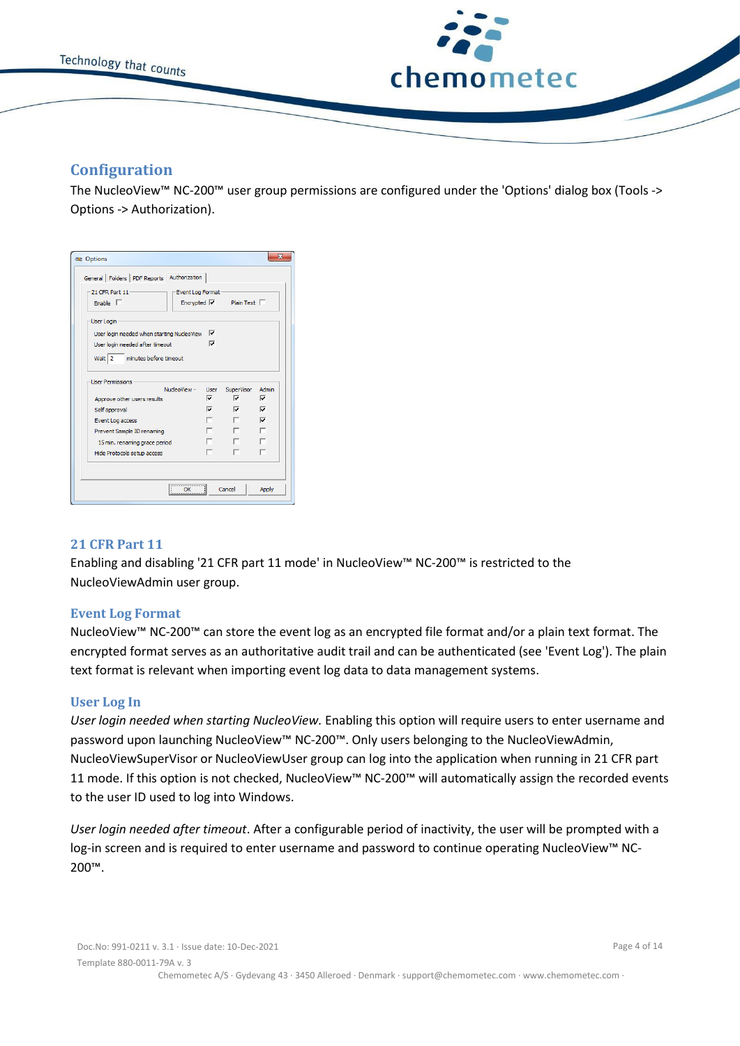## Configuration

The NucleoView™ NC-200™ user group permissions are configured under the 'Options' dialog box (Tools -> Options -> Authorization).

## 21 CFR Part 11

Enabling and disabling '21 CFR part 11 mode' in NucleoView™ NC-200™ is restricted to the NucleoViewAdmin user group.

## Event Log Format

NucleoView™ NC-200™ can store the event log as an encrypted file format and/or a plain text format. The encrypted format serves as an authoritative audit trail and can be authenticated (see 'Event Log'). The plain text format is relevant when importing event log data to data management systems.

## User Log In

*User login needed when starting NucleoView.* Enabling this option will require users to enter username and password upon launching NucleoView™ NC-200™. Only users belonging to the NucleoViewAdmin, NucleoViewSuperVisor or NucleoViewUser group can log into the application when running in 21 CFR part 11 mode. If this option is not checked, NucleoView™ NC-200™ will automatically assign the recorded events to the user ID used to log into Windows.

*User login needed after timeout*. After a configurable period of inactivity, the user will be prompted with a log-in screen and is required to enter username and password to continue operating NucleoView™ NC-200™.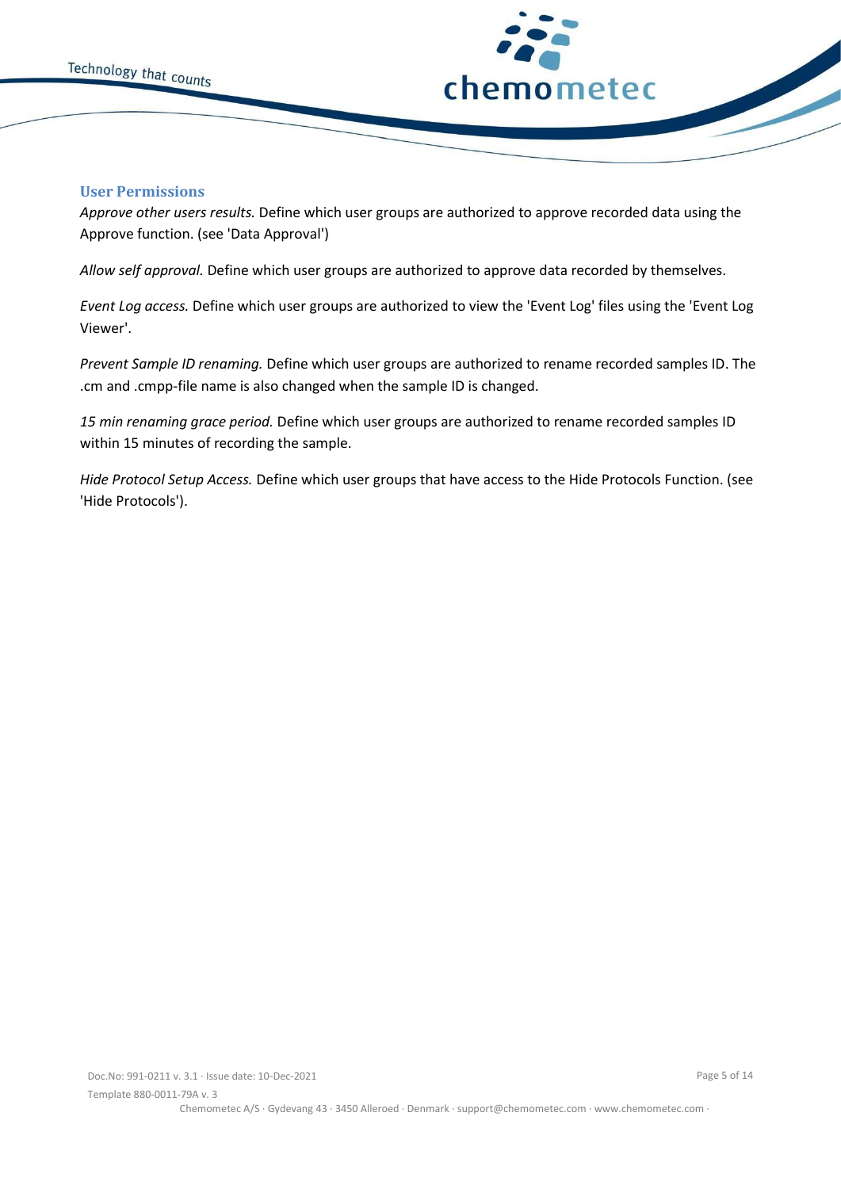### User Permissions

*Approve other users results.* Define which user groups are authorized to approve recorded data using the Approve function. (see 'Data Approval')

*Allow self approval.* Define which user groups are authorized to approve data recorded by themselves.

*Event Log access.* Define which user groups are authorized to view the 'Event Log' files using the 'Event Log Viewer'.

*Prevent Sample ID renaming.* Define which user groups are authorized to rename recorded samples ID. The .cm and .cmpp-file name is also changed when the sample ID is changed.

*15 min renaming grace period.* Define which user groups are authorized to rename recorded samples ID within 15 minutes of recording the sample.

*Hide Protocol Setup Access.* Define which user groups that have access to the Hide Protocols Function. (see 'Hide Protocols').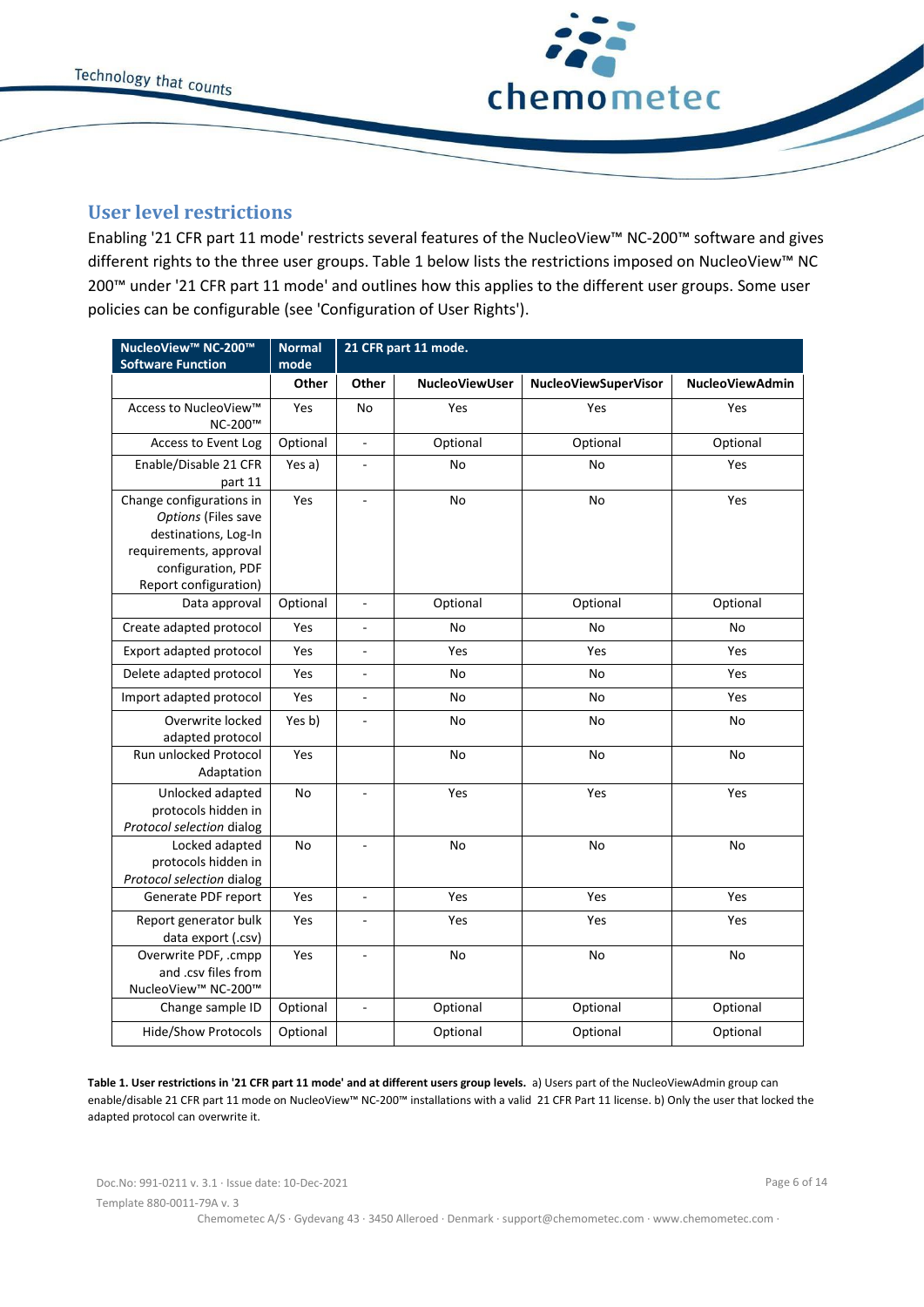## User level restrictions

Enabling '21 CFR part 11 mode' restricts several features of the NucleoView™ NC-200™ software and gives different rights to the three user groups. Table 1 below lists the restrictions imposed on NucleoView™ NC 200™ under '21 CFR part 11 mode' and outlines how this applies to the different user groups. Some user policies can be configurable (see 'Configuration of User Rights').

| NucleoView™ NC-200™ Software Function | Normal mode | 21 CFR part 11 mode. | | | |
|---|---|---|---|---|---|
| | Other | Other | NucleoViewUser | NucleoViewSuperVisor | NucleoViewAdmin |
| Access to NucleoView™ NC-200™ | Yes | No | Yes | Yes | Yes |
| Access to Event Log | Optional | - | Optional | Optional | Optional |
| Enable/Disable 21 CFR part 11 | Yes a) | - | No | No | Yes |
| Change configurations in *Options* (Files save destinations, Log-In requirements, approval configuration, PDF Report configuration) | Yes | - | No | No | Yes |
| Data approval | Optional | - | Optional | Optional | Optional |
| Create adapted protocol | Yes | - | No | No | No |
| Export adapted protocol | Yes | - | Yes | Yes | Yes |
| Delete adapted protocol | Yes | - | No | No | Yes |
| Import adapted protocol | Yes | - | No | No | Yes |
| Overwrite locked adapted protocol | Yes b) | - | No | No | No |
| Run unlocked Protocol Adaptation | Yes | | No | No | No |
| Unlocked adapted protocols hidden in *Protocol selection* dialog | No | - | Yes | Yes | Yes |
| Locked adapted protocols hidden in *Protocol selection* dialog | No | - | No | No | No |
| Generate PDF report | Yes | - | Yes | Yes | Yes |
| Report generator bulk data export (.csv) | Yes | - | Yes | Yes | Yes |
| Overwrite PDF, .cmpp and .csv files from NucleoView™ NC-200™ | Yes | - | No | No | No |
| Change sample ID | Optional | - | Optional | Optional | Optional |
| Hide/Show Protocols | Optional | | Optional | Optional | Optional |

**Table 1. User restrictions in '21 CFR part 11 mode' and at different users group levels.** a) Users part of the NucleoViewAdmin group can enable/disable 21 CFR part 11 mode on NucleoView™ NC-200™ installations with a valid 21 CFR Part 11 license. b) Only the user that locked the adapted protocol can overwrite it.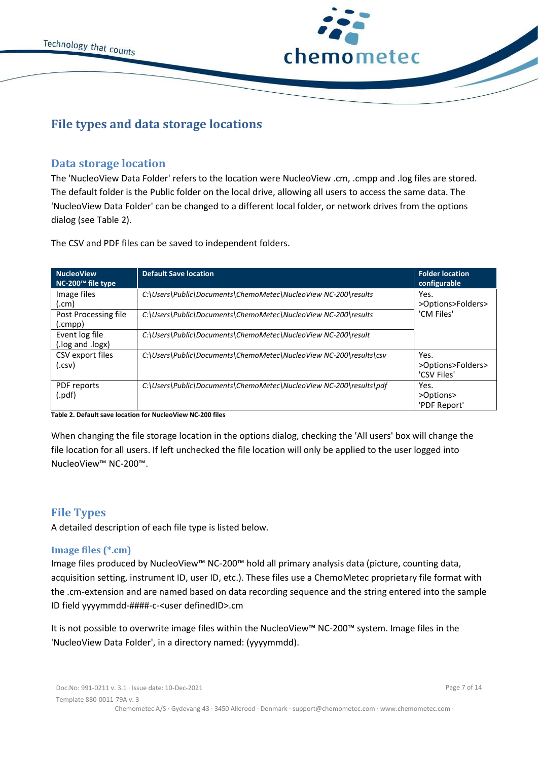# File types and data storage locations

## Data storage location

The 'NucleoView Data Folder' refers to the location were NucleoView .cm, .cmpp and .log files are stored. The default folder is the Public folder on the local drive, allowing all users to access the same data. The 'NucleoView Data Folder' can be changed to a different local folder, or network drives from the options dialog (see Table 2).

The CSV and PDF files can be saved to independent folders.

| NucleoView NC-200™ file type | Default Save location | Folder location configurable |
|---|---|---|
| Image files (.cm) | *C:\Users\Public\Documents\ChemoMetec\NucleoView NC-200\results* | Yes. >Options>Folders> 'CM Files' |
| Post Processing file (.cmpp) | *C:\Users\Public\Documents\ChemoMetec\NucleoView NC-200\results* | |
| Event log file (.log and .logx) | *C:\Users\Public\Documents\ChemoMetec\NucleoView NC-200\result* | |
| CSV export files (.csv) | *C:\Users\Public\Documents\ChemoMetec\NucleoView NC-200\results\csv* | Yes. >Options>Folders> 'CSV Files' |
| PDF reports (.pdf) | *C:\Users\Public\Documents\ChemoMetec\NucleoView NC-200\results\pdf* | Yes. >Options> 'PDF Report' |

**Table 2. Default save location for NucleoView NC-200 files**

When changing the file storage location in the options dialog, checking the 'All users' box will change the file location for all users. If left unchecked the file location will only be applied to the user logged into NucleoView™ NC-200™.

## File Types

A detailed description of each file type is listed below.

### Image files (*.cm)

Image files produced by NucleoView™ NC-200™ hold all primary analysis data (picture, counting data, acquisition setting, instrument ID, user ID, etc.). These files use a ChemoMetec proprietary file format with the .cm-extension and are named based on data recording sequence and the string entered into the sample ID field yyyymmdd-####-c-<user definedID>.cm

It is not possible to overwrite image files within the NucleoView™ NC-200™ system. Image files in the 'NucleoView Data Folder', in a directory named: (yyyymmdd).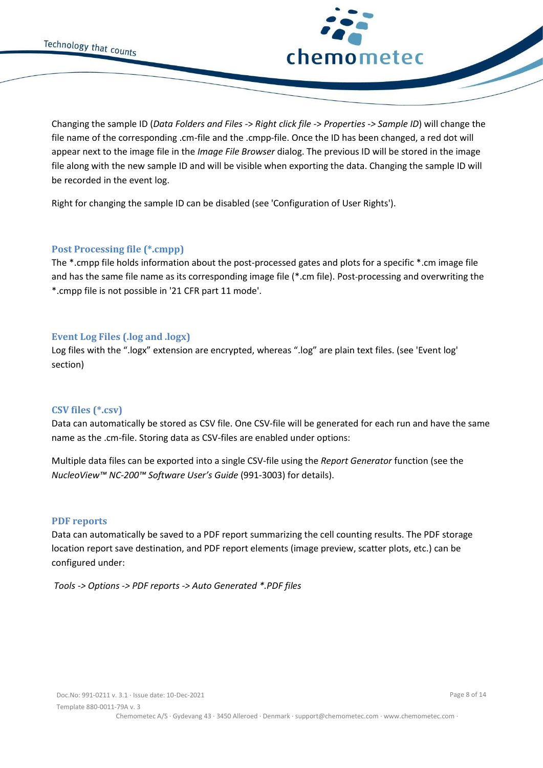Changing the sample ID (*Data Folders and Files -> Right click file -> Properties -> Sample ID*) will change the file name of the corresponding .cm-file and the .cmpp-file. Once the ID has been changed, a red dot will appear next to the image file in the *Image File Browser* dialog. The previous ID will be stored in the image file along with the new sample ID and will be visible when exporting the data. Changing the sample ID will be recorded in the event log.

Right for changing the sample ID can be disabled (see 'Configuration of User Rights').

### Post Processing file (*.cmpp)

The *.cmpp file holds information about the post-processed gates and plots for a specific *.cm image file and has the same file name as its corresponding image file (*.cm file). Post-processing and overwriting the *.cmpp file is not possible in '21 CFR part 11 mode'.

### Event Log Files (.log and .logx)

Log files with the ".logx" extension are encrypted, whereas ".log" are plain text files. (see 'Event log' section)

### CSV files (*.csv)

Data can automatically be stored as CSV file. One CSV-file will be generated for each run and have the same name as the .cm-file. Storing data as CSV-files are enabled under options:

Multiple data files can be exported into a single CSV-file using the *Report Generator* function (see the *NucleoView™ NC-200™ Software User's Guide* (991-3003) for details).

### PDF reports

Data can automatically be saved to a PDF report summarizing the cell counting results. The PDF storage location report save destination, and PDF report elements (image preview, scatter plots, etc.) can be configured under:

*Tools -> Options -> PDF reports -> Auto Generated *.PDF files*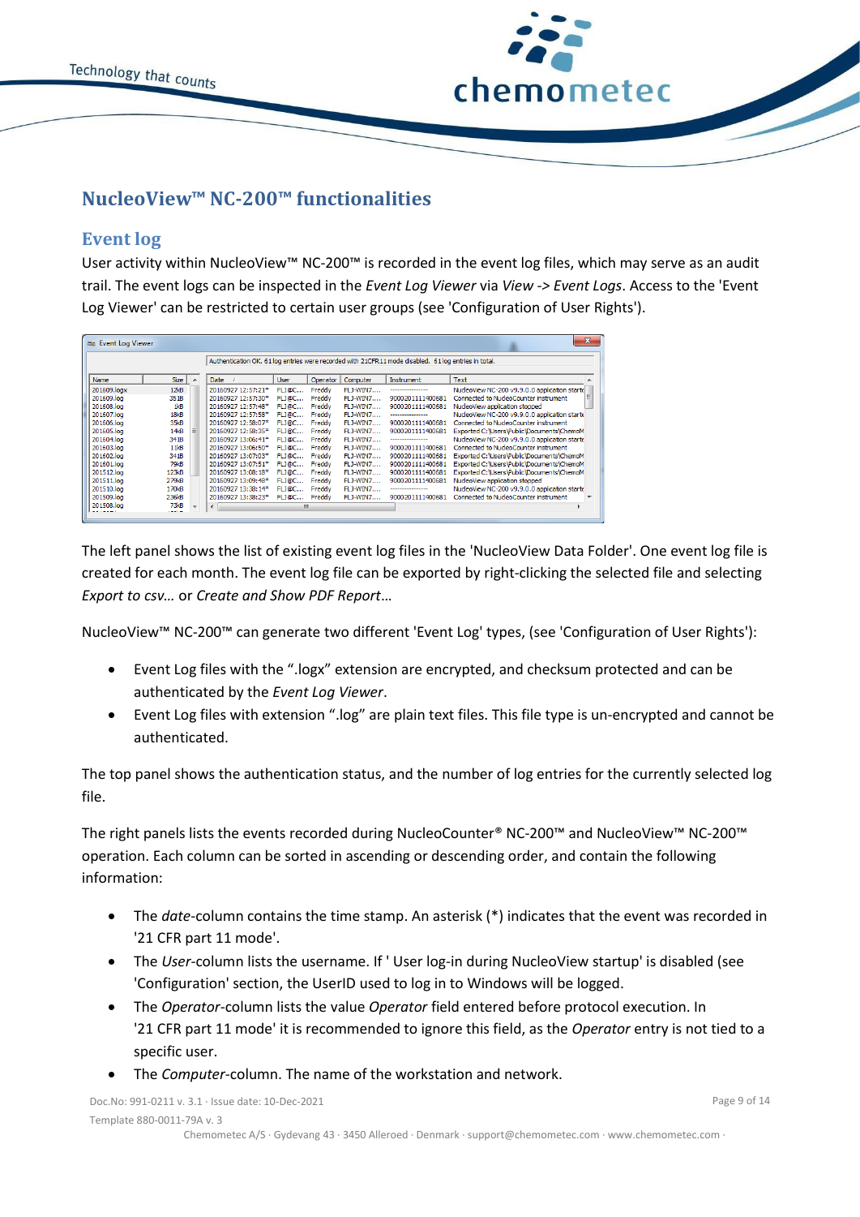# NucleoView™ NC-200™ functionalities

## Event log

User activity within NucleoView™ NC-200™ is recorded in the event log files, which may serve as an audit trail. The event logs can be inspected in the *Event Log Viewer* via *View -> Event Logs*. Access to the 'Event Log Viewer' can be restricted to certain user groups (see 'Configuration of User Rights').

The left panel shows the list of existing event log files in the 'NucleoView Data Folder'. One event log file is created for each month. The event log file can be exported by right-clicking the selected file and selecting *Export to csv…* or *Create and Show PDF Report…*

NucleoView™ NC-200™ can generate two different 'Event Log' types, (see 'Configuration of User Rights'):

- Event Log files with the ".logx" extension are encrypted, and checksum protected and can be authenticated by the *Event Log Viewer*.
- Event Log files with extension ".log" are plain text files. This file type is un-encrypted and cannot be authenticated.

The top panel shows the authentication status, and the number of log entries for the currently selected log file.

The right panels lists the events recorded during NucleoCounter® NC-200™ and NucleoView™ NC-200™ operation. Each column can be sorted in ascending or descending order, and contain the following information:

- The *date*-column contains the time stamp. An asterisk (*) indicates that the event was recorded in '21 CFR part 11 mode'.
- The *User*-column lists the username. If ' User log-in during NucleoView startup' is disabled (see 'Configuration' section, the UserID used to log in to Windows will be logged.
- The *Operator*-column lists the value *Operator* field entered before protocol execution. In '21 CFR part 11 mode' it is recommended to ignore this field, as the *Operator* entry is not tied to a specific user.
- The *Computer*-column. The name of the workstation and network.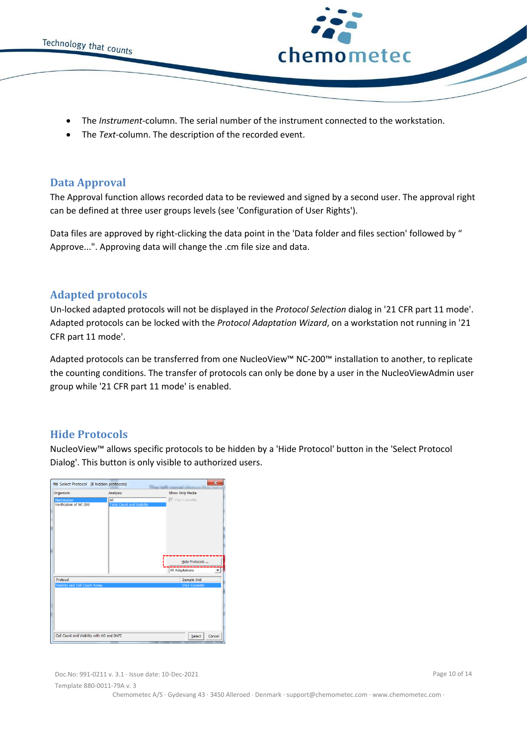- The *Instrument*-column. The serial number of the instrument connected to the workstation.
- The *Text*-column. The description of the recorded event.

## Data Approval

The Approval function allows recorded data to be reviewed and signed by a second user. The approval right can be defined at three user groups levels (see 'Configuration of User Rights').

Data files are approved by right-clicking the data point in the 'Data folder and files section' followed by " Approve...". Approving data will change the .cm file size and data.

## Adapted protocols

Un-locked adapted protocols will not be displayed in the *Protocol Selection* dialog in '21 CFR part 11 mode'. Adapted protocols can be locked with the *Protocol Adaptation Wizard*, on a workstation not running in '21 CFR part 11 mode'.

Adapted protocols can be transferred from one NucleoView™ NC-200™ installation to another, to replicate the counting conditions. The transfer of protocols can only be done by a user in the NucleoViewAdmin user group while '21 CFR part 11 mode' is enabled.

## Hide Protocols

NucleoView™ allows specific protocols to be hidden by a 'Hide Protocol' button in the 'Select Protocol Dialog'. This button is only visible to authorized users.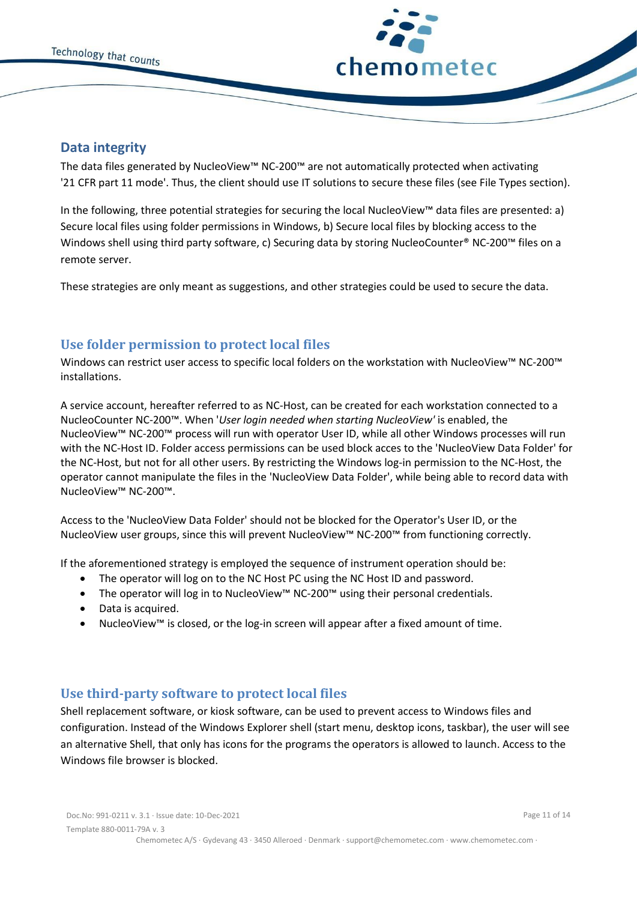## Data integrity

The data files generated by NucleoView™ NC-200™ are not automatically protected when activating '21 CFR part 11 mode'. Thus, the client should use IT solutions to secure these files (see File Types section).

In the following, three potential strategies for securing the local NucleoView™ data files are presented: a) Secure local files using folder permissions in Windows, b) Secure local files by blocking access to the Windows shell using third party software, c) Securing data by storing NucleoCounter® NC-200™ files on a remote server.

These strategies are only meant as suggestions, and other strategies could be used to secure the data.

## Use folder permission to protect local files

Windows can restrict user access to specific local folders on the workstation with NucleoView™ NC-200™ installations.

A service account, hereafter referred to as NC-Host, can be created for each workstation connected to a NucleoCounter NC-200™. When '*User login needed when starting NucleoView*' is enabled, the NucleoView™ NC-200™ process will run with operator User ID, while all other Windows processes will run with the NC-Host ID. Folder access permissions can be used block acces to the 'NucleoView Data Folder' for the NC-Host, but not for all other users. By restricting the Windows log-in permission to the NC-Host, the operator cannot manipulate the files in the 'NucleoView Data Folder', while being able to record data with NucleoView™ NC-200™.

Access to the 'NucleoView Data Folder' should not be blocked for the Operator's User ID, or the NucleoView user groups, since this will prevent NucleoView™ NC-200™ from functioning correctly.

If the aforementioned strategy is employed the sequence of instrument operation should be:

- The operator will log on to the NC Host PC using the NC Host ID and password.
- The operator will log in to NucleoView™ NC-200™ using their personal credentials.
- Data is acquired.
- NucleoView™ is closed, or the log-in screen will appear after a fixed amount of time.

## Use third-party software to protect local files

Shell replacement software, or kiosk software, can be used to prevent access to Windows files and configuration. Instead of the Windows Explorer shell (start menu, desktop icons, taskbar), the user will see an alternative Shell, that only has icons for the programs the operators is allowed to launch. Access to the Windows file browser is blocked.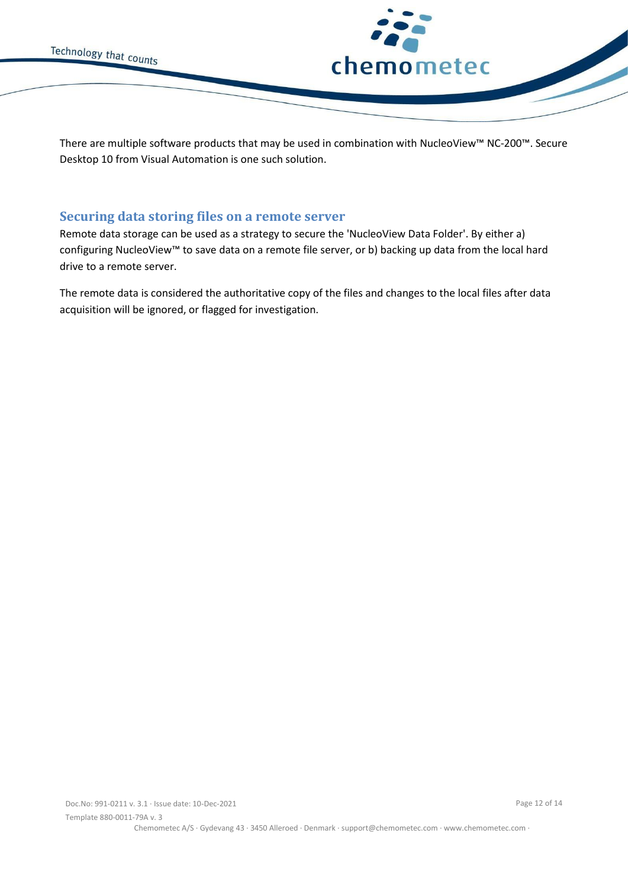There are multiple software products that may be used in combination with NucleoView™ NC-200™. Secure Desktop 10 from Visual Automation is one such solution.

## Securing data storing files on a remote server

Remote data storage can be used as a strategy to secure the 'NucleoView Data Folder'. By either a) configuring NucleoView™ to save data on a remote file server, or b) backing up data from the local hard drive to a remote server.

The remote data is considered the authoritative copy of the files and changes to the local files after data acquisition will be ignored, or flagged for investigation.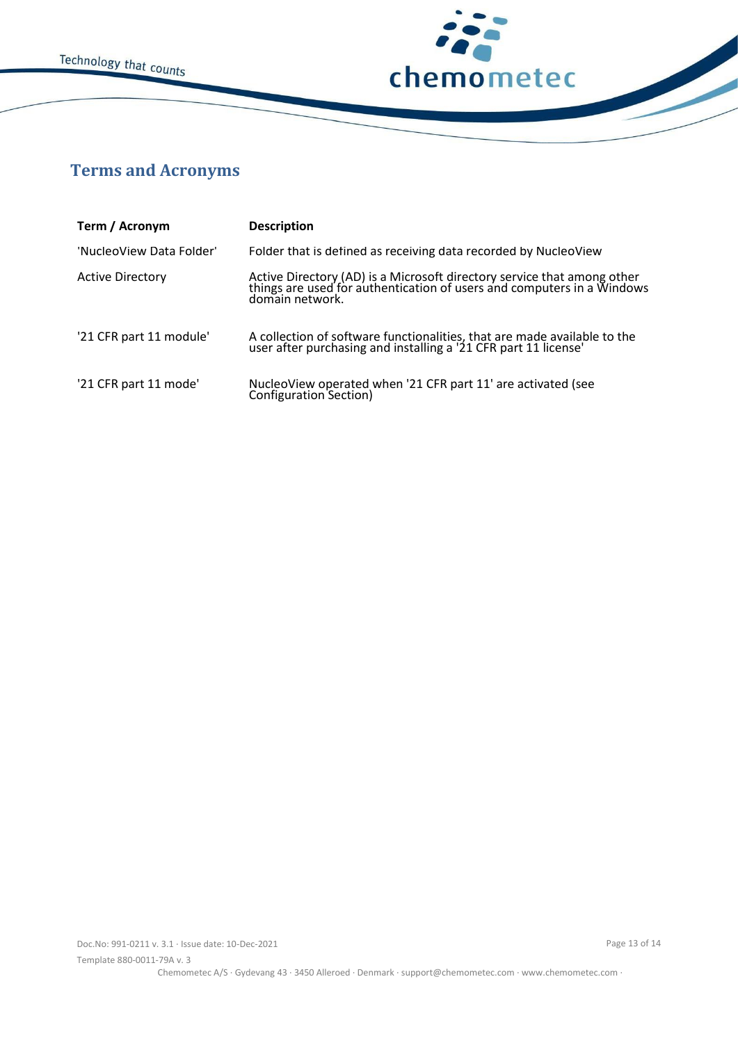## Terms and Acronyms

| Term / Acronym | Description |
| --- | --- |
| 'NucleoView Data Folder' | Folder that is defined as receiving data recorded by NucleoView |
| Active Directory | Active Directory (AD) is a Microsoft directory service that among other things are used for authentication of users and computers in a Windows domain network. |
| '21 CFR part 11 module' | A collection of software functionalities, that are made available to the user after purchasing and installing a '21 CFR part 11 license' |
| '21 CFR part 11 mode' | NucleoView operated when '21 CFR part 11' are activated (see Configuration Section) |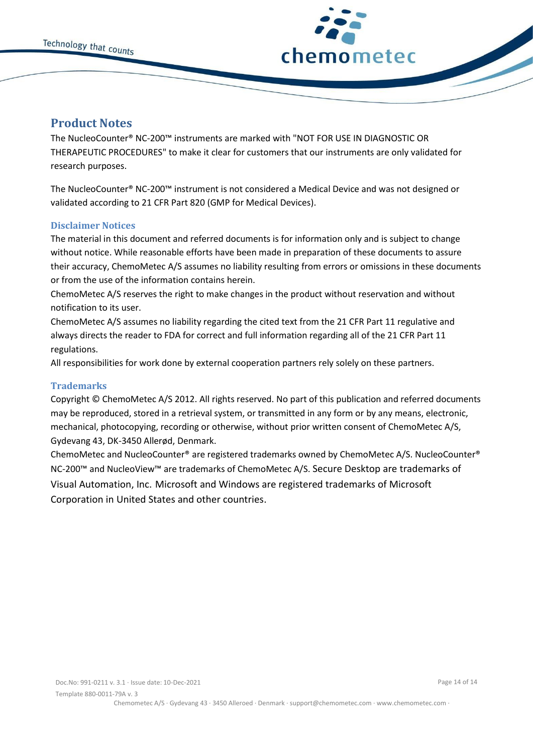## Product Notes

The NucleoCounter® NC-200™ instruments are marked with "NOT FOR USE IN DIAGNOSTIC OR THERAPEUTIC PROCEDURES" to make it clear for customers that our instruments are only validated for research purposes.

The NucleoCounter® NC-200™ instrument is not considered a Medical Device and was not designed or validated according to 21 CFR Part 820 (GMP for Medical Devices).

### Disclaimer Notices

The material in this document and referred documents is for information only and is subject to change without notice. While reasonable efforts have been made in preparation of these documents to assure their accuracy, ChemoMetec A/S assumes no liability resulting from errors or omissions in these documents or from the use of the information contains herein.

ChemoMetec A/S reserves the right to make changes in the product without reservation and without notification to its user.

ChemoMetec A/S assumes no liability regarding the cited text from the 21 CFR Part 11 regulative and always directs the reader to FDA for correct and full information regarding all of the 21 CFR Part 11 regulations.

All responsibilities for work done by external cooperation partners rely solely on these partners.

### Trademarks

Copyright © ChemoMetec A/S 2012. All rights reserved. No part of this publication and referred documents may be reproduced, stored in a retrieval system, or transmitted in any form or by any means, electronic, mechanical, photocopying, recording or otherwise, without prior written consent of ChemoMetec A/S, Gydevang 43, DK-3450 Allerød, Denmark.

ChemoMetec and NucleoCounter® are registered trademarks owned by ChemoMetec A/S. NucleoCounter® NC-200™ and NucleoView™ are trademarks of ChemoMetec A/S. Secure Desktop are trademarks of Visual Automation, Inc. Microsoft and Windows are registered trademarks of Microsoft Corporation in United States and other countries.